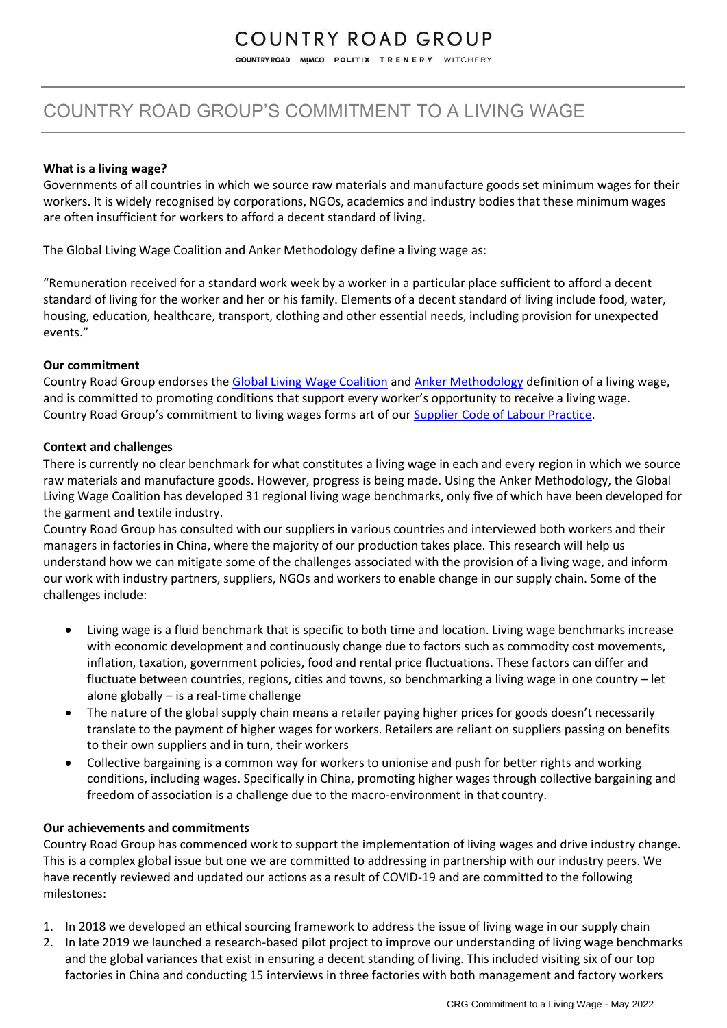# COUNTRY ROAD GROUP

COUNTRY ROAD MIMCO POLITIX TRENERY WITCHERY

## COUNTRY ROAD GROUP'S COMMITMENT TO A LIVING WAGE

**What is a living wage?**

Governments of all countries in which we source raw materials and manufacture goods set minimum wages for their workers. It is widely recognised by corporations, NGOs, academics and industry bodies that these minimum wages are often insufficient for workers to afford a decent standard of living.

The Global Living Wage Coalition and Anker Methodology define a living wage as:

"Remuneration received for a standard work week by a worker in a particular place sufficient to afford a decent standard of living for the worker and her or his family. Elements of a decent standard of living include food, water, housing, education, healthcare, transport, clothing and other essential needs, including provision for unexpected events."

**Our commitment**

Country Road Group endorses the Global Living Wage Coalition and Anker Methodology definition of a living wage, and is committed to promoting conditions that support every worker's opportunity to receive a living wage. Country Road Group's commitment to living wages forms art of our Supplier Code of Labour Practice.

**Context and challenges**

There is currently no clear benchmark for what constitutes a living wage in each and every region in which we source raw materials and manufacture goods. However, progress is being made. Using the Anker Methodology, the Global Living Wage Coalition has developed 31 regional living wage benchmarks, only five of which have been developed for the garment and textile industry.

Country Road Group has consulted with our suppliers in various countries and interviewed both workers and their managers in factories in China, where the majority of our production takes place. This research will help us understand how we can mitigate some of the challenges associated with the provision of a living wage, and inform our work with industry partners, suppliers, NGOs and workers to enable change in our supply chain. Some of the challenges include:

- Living wage is a fluid benchmark that is specific to both time and location. Living wage benchmarks increase with economic development and continuously change due to factors such as commodity cost movements, inflation, taxation, government policies, food and rental price fluctuations. These factors can differ and fluctuate between countries, regions, cities and towns, so benchmarking a living wage in one country – let alone globally – is a real-time challenge
- The nature of the global supply chain means a retailer paying higher prices for goods doesn't necessarily translate to the payment of higher wages for workers. Retailers are reliant on suppliers passing on benefits to their own suppliers and in turn, their workers
- Collective bargaining is a common way for workers to unionise and push for better rights and working conditions, including wages. Specifically in China, promoting higher wages through collective bargaining and freedom of association is a challenge due to the macro-environment in that country.

**Our achievements and commitments**

Country Road Group has commenced work to support the implementation of living wages and drive industry change. This is a complex global issue but one we are committed to addressing in partnership with our industry peers. We have recently reviewed and updated our actions as a result of COVID-19 and are committed to the following milestones:

1. In 2018 we developed an ethical sourcing framework to address the issue of living wage in our supply chain
2. In late 2019 we launched a research-based pilot project to improve our understanding of living wage benchmarks and the global variances that exist in ensuring a decent standing of living. This included visiting six of our top factories in China and conducting 15 interviews in three factories with both management and factory workers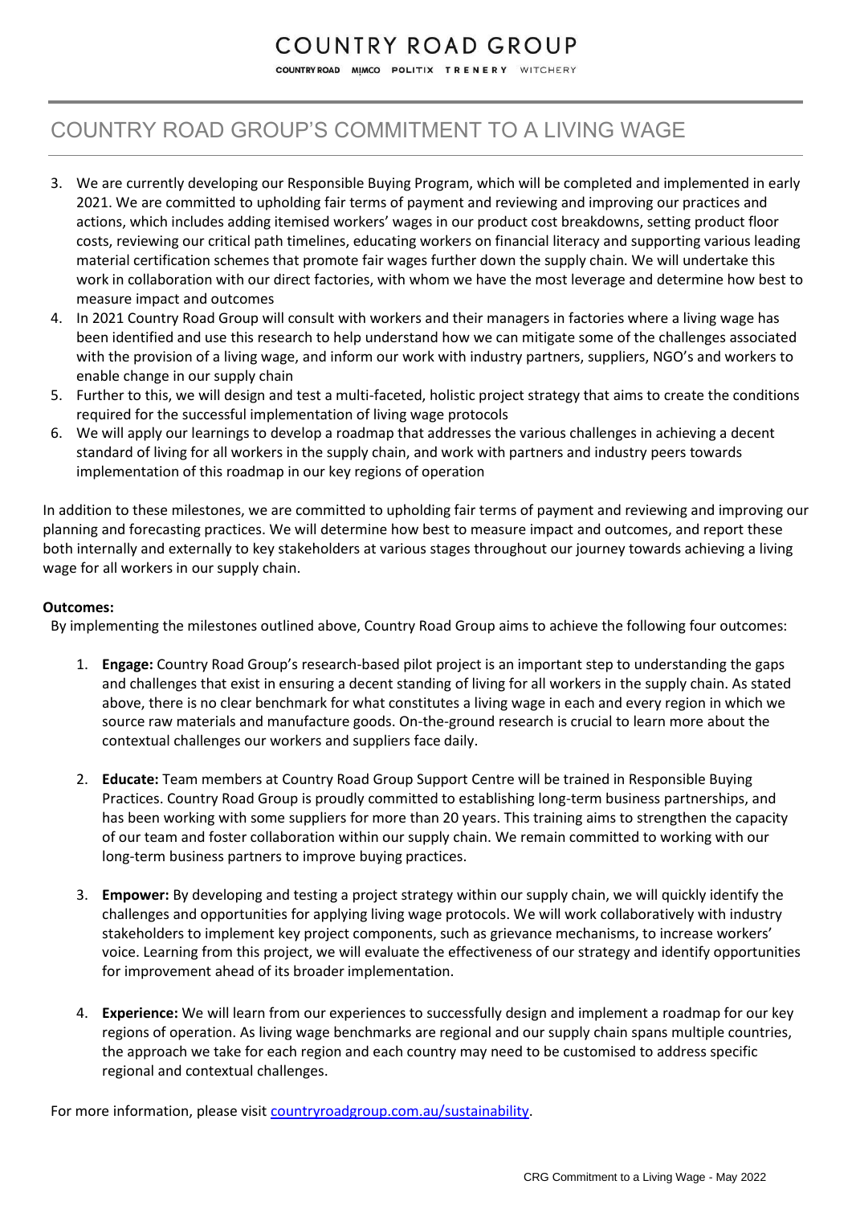# COUNTRY ROAD GROUP'S COMMITMENT TO A LIVING WAGE

3. We are currently developing our Responsible Buying Program, which will be completed and implemented in early 2021. We are committed to upholding fair terms of payment and reviewing and improving our practices and actions, which includes adding itemised workers' wages in our product cost breakdowns, setting product floor costs, reviewing our critical path timelines, educating workers on financial literacy and supporting various leading material certification schemes that promote fair wages further down the supply chain. We will undertake this work in collaboration with our direct factories, with whom we have the most leverage and determine how best to measure impact and outcomes
4. In 2021 Country Road Group will consult with workers and their managers in factories where a living wage has been identified and use this research to help understand how we can mitigate some of the challenges associated with the provision of a living wage, and inform our work with industry partners, suppliers, NGO's and workers to enable change in our supply chain
5. Further to this, we will design and test a multi-faceted, holistic project strategy that aims to create the conditions required for the successful implementation of living wage protocols
6. We will apply our learnings to develop a roadmap that addresses the various challenges in achieving a decent standard of living for all workers in the supply chain, and work with partners and industry peers towards implementation of this roadmap in our key regions of operation

In addition to these milestones, we are committed to upholding fair terms of payment and reviewing and improving our planning and forecasting practices. We will determine how best to measure impact and outcomes, and report these both internally and externally to key stakeholders at various stages throughout our journey towards achieving a living wage for all workers in our supply chain.

**Outcomes:**

By implementing the milestones outlined above, Country Road Group aims to achieve the following four outcomes:

1. **Engage:** Country Road Group's research-based pilot project is an important step to understanding the gaps and challenges that exist in ensuring a decent standing of living for all workers in the supply chain. As stated above, there is no clear benchmark for what constitutes a living wage in each and every region in which we source raw materials and manufacture goods. On-the-ground research is crucial to learn more about the contextual challenges our workers and suppliers face daily.

2. **Educate:** Team members at Country Road Group Support Centre will be trained in Responsible Buying Practices. Country Road Group is proudly committed to establishing long-term business partnerships, and has been working with some suppliers for more than 20 years. This training aims to strengthen the capacity of our team and foster collaboration within our supply chain. We remain committed to working with our long-term business partners to improve buying practices.

3. **Empower:** By developing and testing a project strategy within our supply chain, we will quickly identify the challenges and opportunities for applying living wage protocols. We will work collaboratively with industry stakeholders to implement key project components, such as grievance mechanisms, to increase workers' voice. Learning from this project, we will evaluate the effectiveness of our strategy and identify opportunities for improvement ahead of its broader implementation.

4. **Experience:** We will learn from our experiences to successfully design and implement a roadmap for our key regions of operation. As living wage benchmarks are regional and our supply chain spans multiple countries, the approach we take for each region and each country may need to be customised to address specific regional and contextual challenges.

For more information, please visit [countryroadgroup.com.au/sustainability](countryroadgroup.com.au/sustainability).